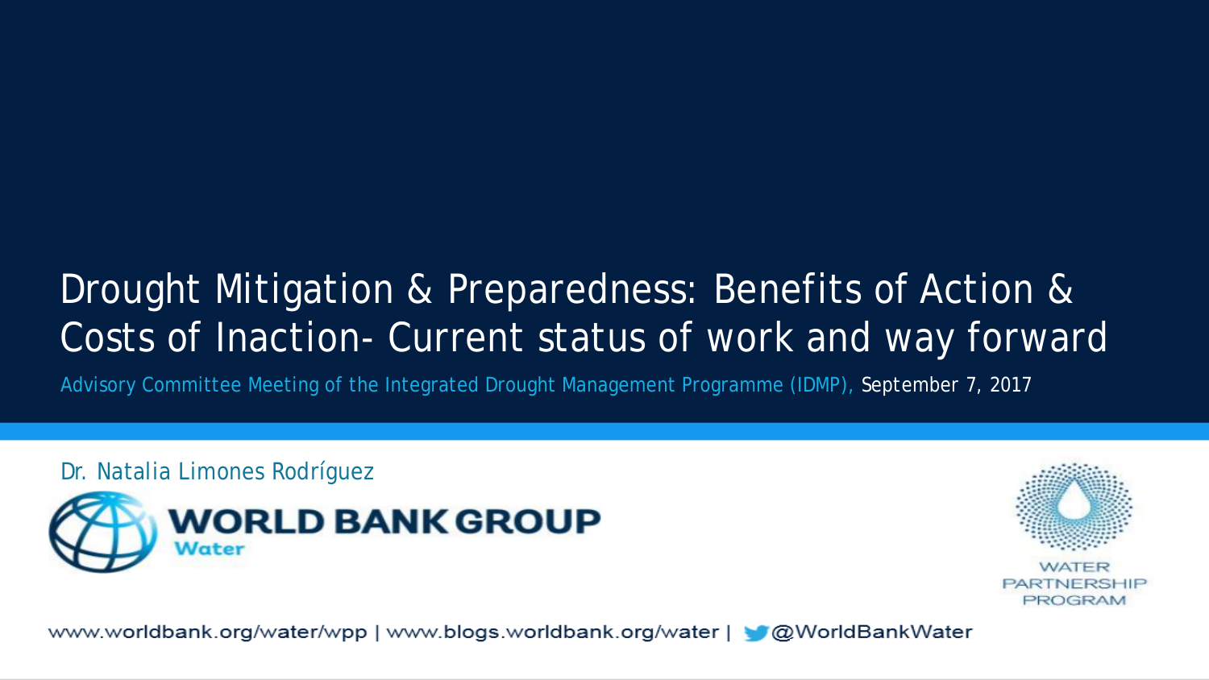# Drought Mitigation & Preparedness: Benefits of Action & Costs of Inaction- Current status of work and way forward

Advisory Committee Meeting of the Integrated Drought Management Programme (IDMP), September 7, 2017

Dr. Natalia Limones Rodríguez

WORLD BANK GROUP
Water

WATER PARTNERSHIP PROGRAM

www.worldbank.org/water/wpp | www.blogs.worldbank.org/water | @WorldBankWater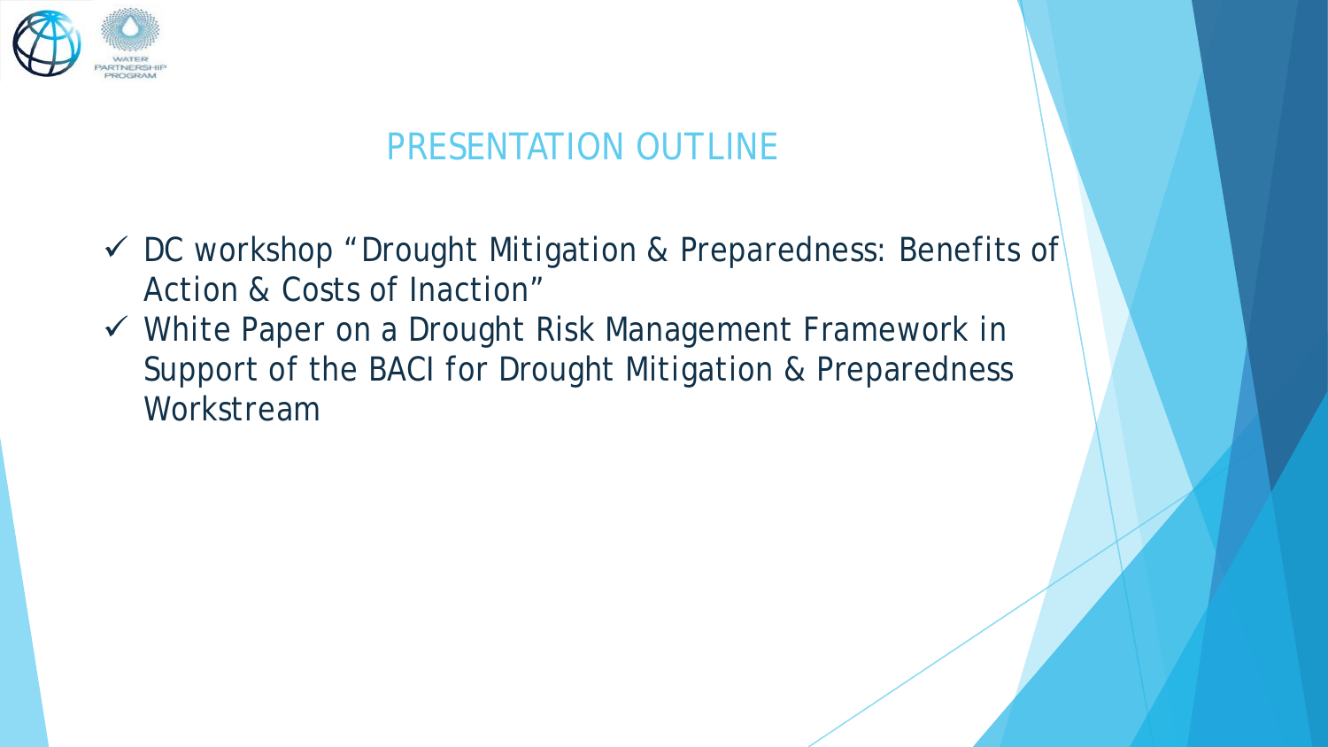# PRESENTATION OUTLINE

- ✓ DC workshop "Drought Mitigation & Preparedness: Benefits of Action & Costs of Inaction"
- ✓ White Paper on a Drought Risk Management Framework in Support of the BACI for Drought Mitigation & Preparedness Workstream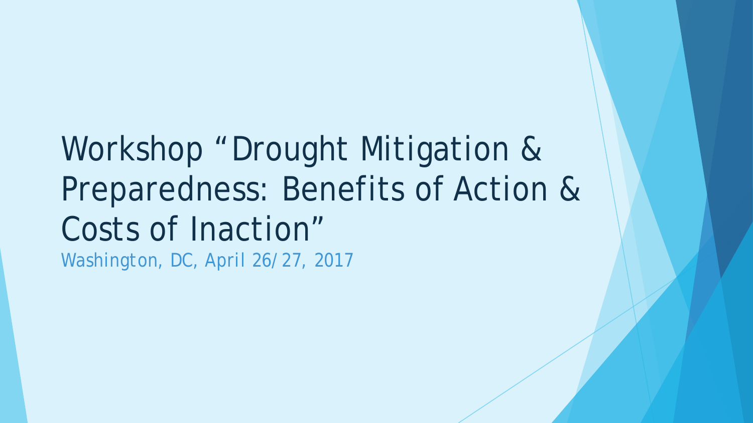# Workshop “Drought Mitigation & Preparedness: Benefits of Action & Costs of Inaction”

Washington, DC, April 26/27, 2017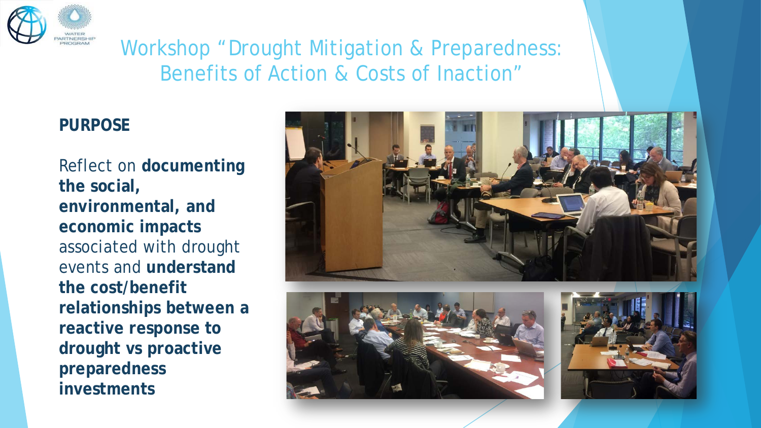# Workshop "Drought Mitigation & Preparedness: Benefits of Action & Costs of Inaction"

**PURPOSE**

Reflect on **documenting the social, environmental, and economic impacts** associated with drought events and **understand the cost/benefit relationships between a reactive response to drought vs proactive preparedness investments**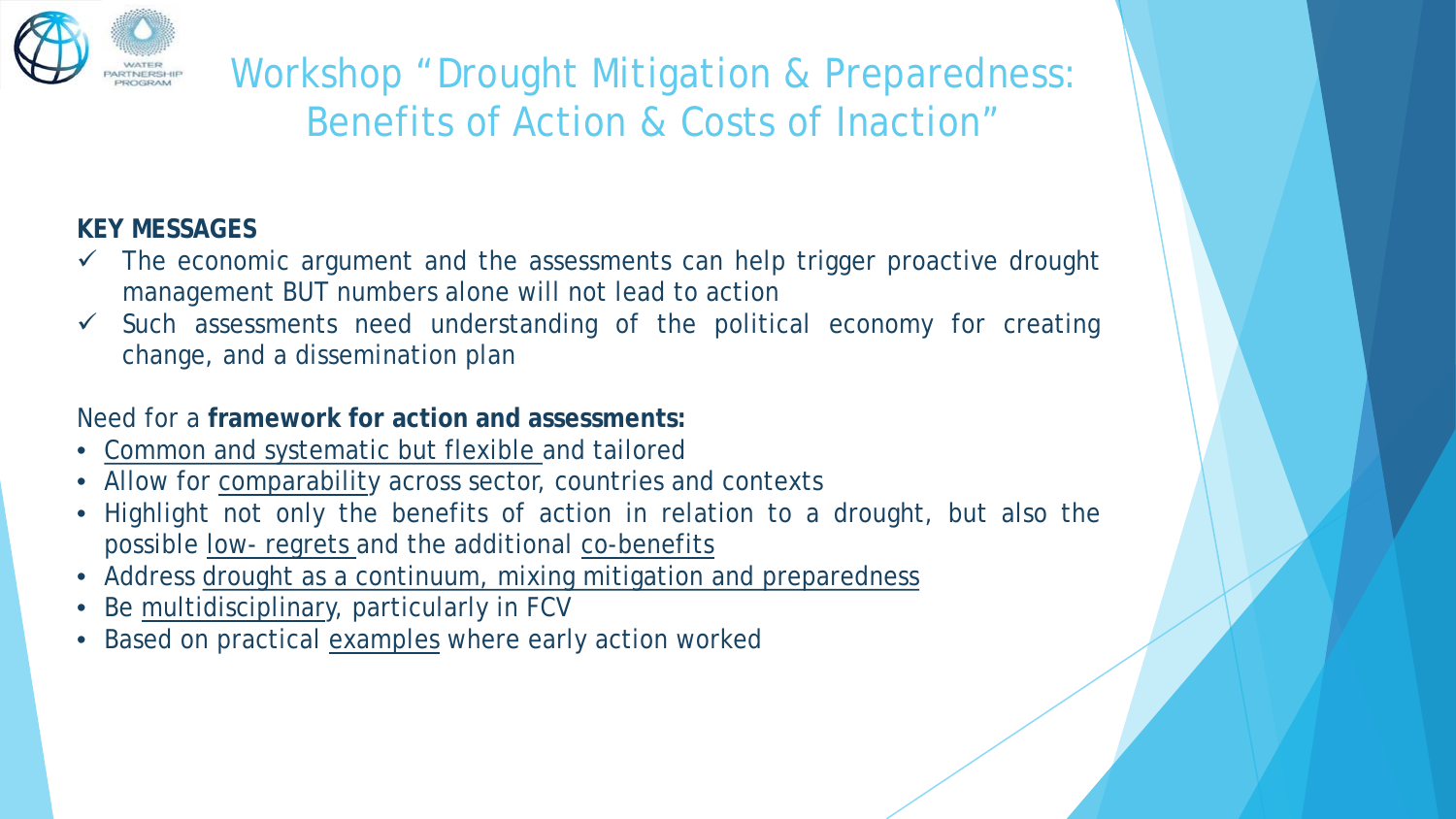# Workshop "Drought Mitigation & Preparedness: Benefits of Action & Costs of Inaction"

**KEY MESSAGES**

- ✓ The economic argument and the assessments can help trigger proactive drought management BUT numbers alone will not lead to action
- ✓ Such assessments need understanding of the political economy for creating change, and a dissemination plan

Need for a **framework for action and assessments:**

- Common and systematic but flexible and tailored
- Allow for comparability across sector, countries and contexts
- Highlight not only the benefits of action in relation to a drought, but also the possible low- regrets and the additional co-benefits
- Address drought as a continuum, mixing mitigation and preparedness
- Be multidisciplinary, particularly in FCV
- Based on practical examples where early action worked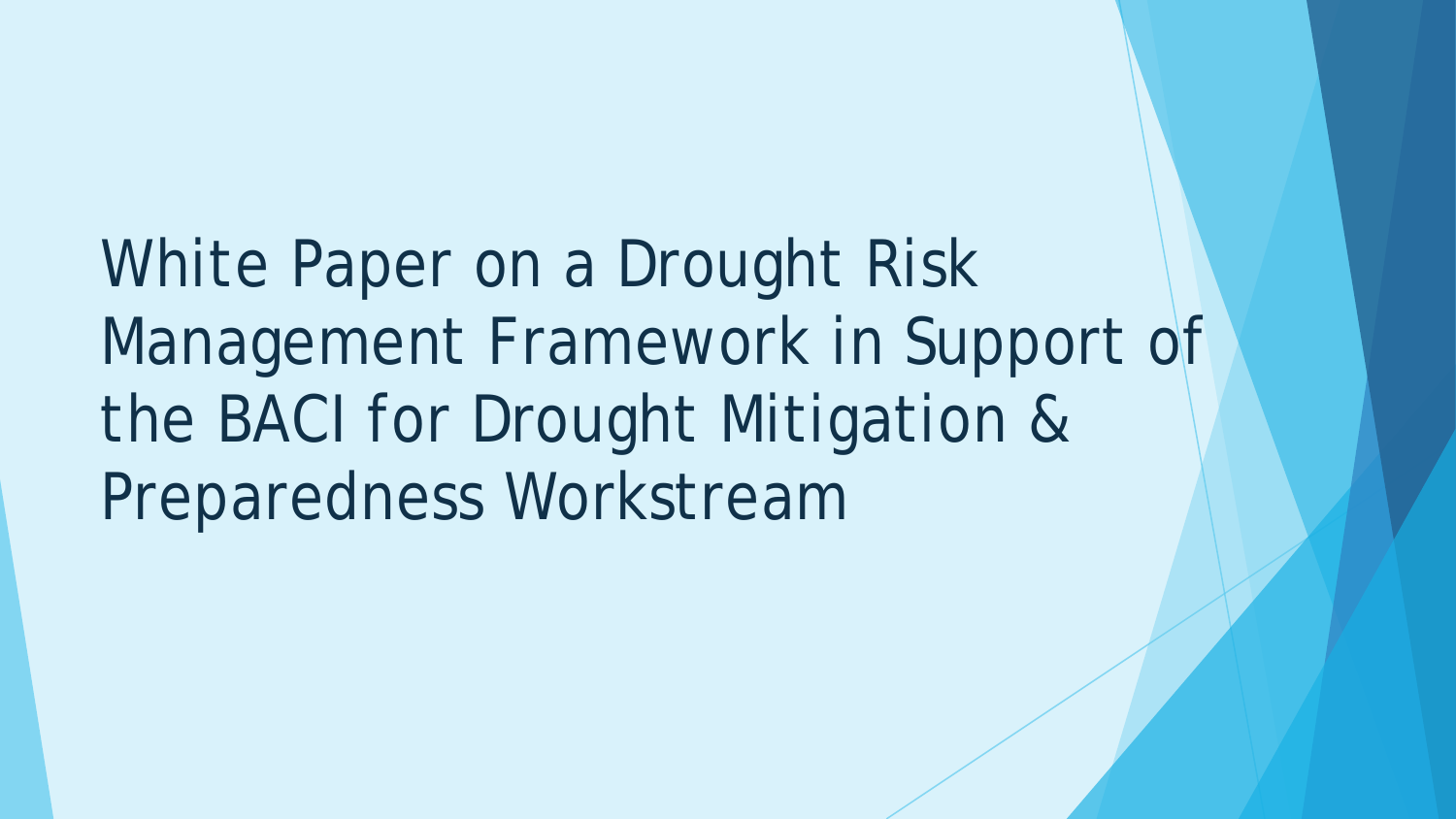# White Paper on a Drought Risk Management Framework in Support of the BACI for Drought Mitigation & Preparedness Workstream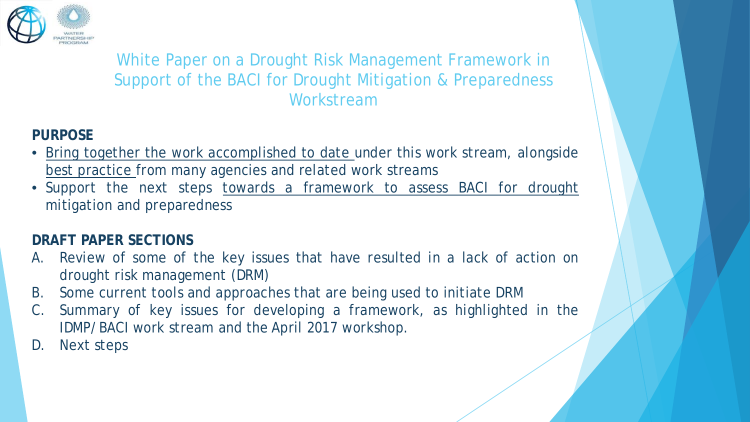# White Paper on a Drought Risk Management Framework in Support of the BACI for Drought Mitigation & Preparedness Workstream

**PURPOSE**

- Bring together the work accomplished to date under this work stream, alongside best practice from many agencies and related work streams
- Support the next steps towards a framework to assess BACI for drought mitigation and preparedness

**DRAFT PAPER SECTIONS**

A. Review of some of the key issues that have resulted in a lack of action on drought risk management (DRM)
B. Some current tools and approaches that are being used to initiate DRM
C. Summary of key issues for developing a framework, as highlighted in the IDMP/BACI work stream and the April 2017 workshop.
D. Next steps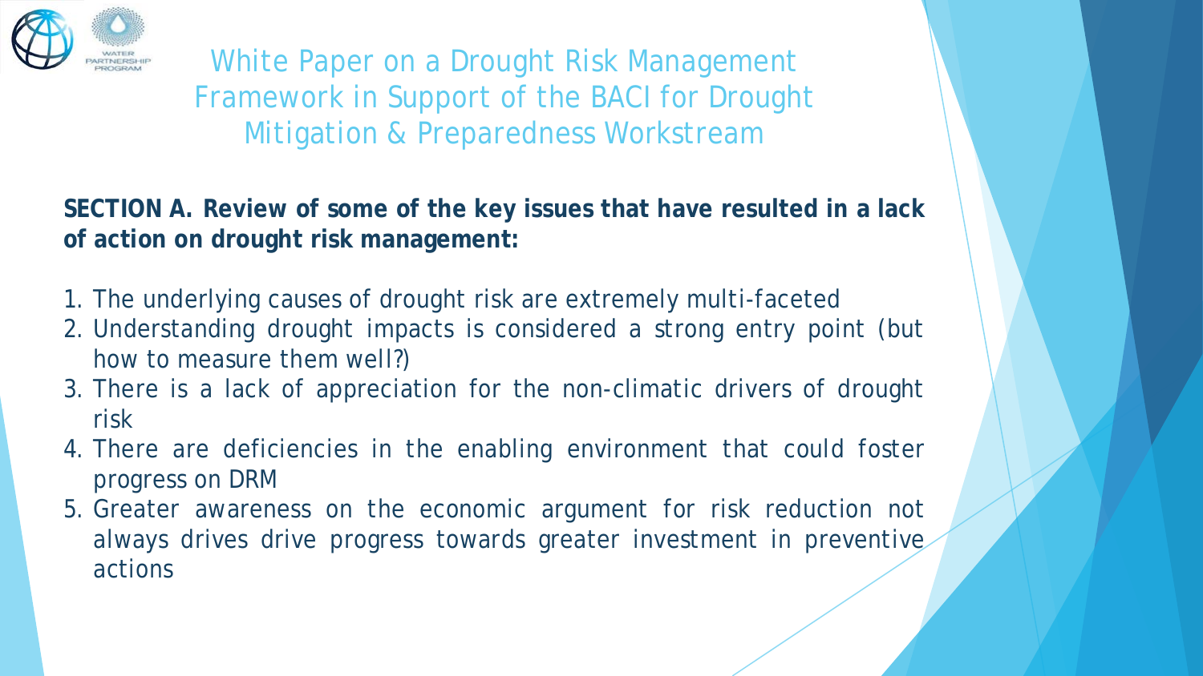# White Paper on a Drought Risk Management Framework in Support of the BACI for Drought Mitigation & Preparedness Workstream

**SECTION A. Review of some of the key issues that have resulted in a lack of action on drought risk management:**

1. The underlying causes of drought risk are extremely multi-faceted
2. Understanding drought impacts is considered a strong entry point (but how to measure them well?)
3. There is a lack of appreciation for the non-climatic drivers of drought risk
4. There are deficiencies in the enabling environment that could foster progress on DRM
5. Greater awareness on the economic argument for risk reduction not always drives drive progress towards greater investment in preventive actions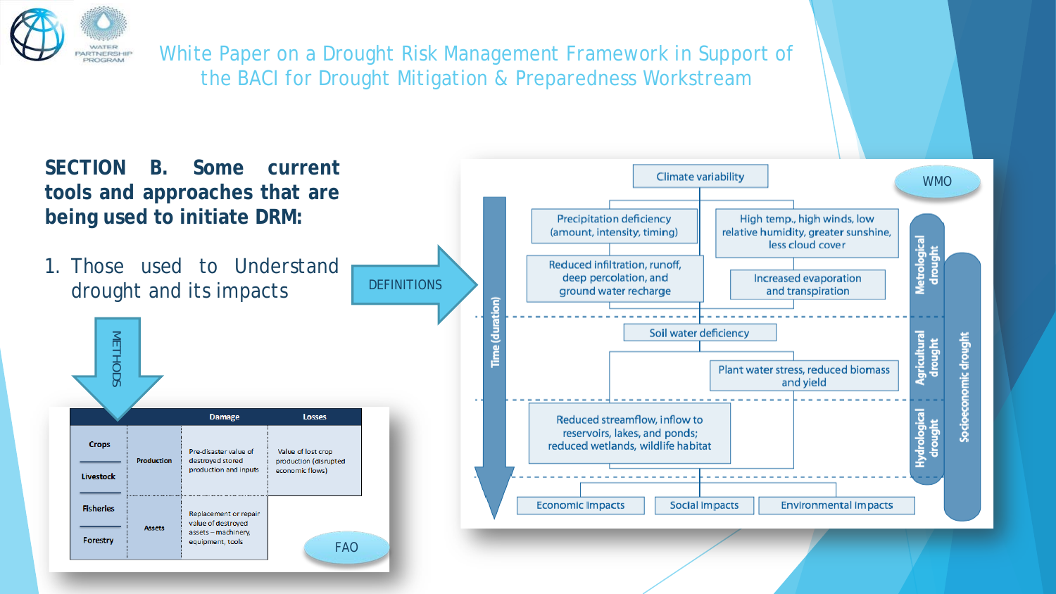## SECTION B. Some current tools and approaches that are being used to initiate DRM:

1. Those used to Understand drought and its impacts

DEFINITIONS

METHODS

|  |  | Damage | Losses |
|---|---|---|---|
| Crops<br>Livestock | Production | Pre-disaster value of destroyed stored production and inputs | Value of lost crop production (disrupted economic flows) |
| Fisheries<br>Forestry | Assets | Replacement or repair value of destroyed assets – machinery, equipment, tools |  |

FAO

WMO

Climate variability

Precipitation deficiency (amount, intensity, timing)

High temp., high winds, low relative humidity, greater sunshine, less cloud cover

Reduced infiltration, runoff, deep percolation, and ground water recharge

Increased evaporation and transpiration

Soil water deficiency

Plant water stress, reduced biomass and yield

Reduced streamflow, inflow to reservoirs, lakes, and ponds; reduced wetlands, wildlife habitat

Economic impacts | Social impacts | Environmental impacts

Time (duration)

Metrological drought

Agricultural drought

Hydrological drought

Socioeconomic drought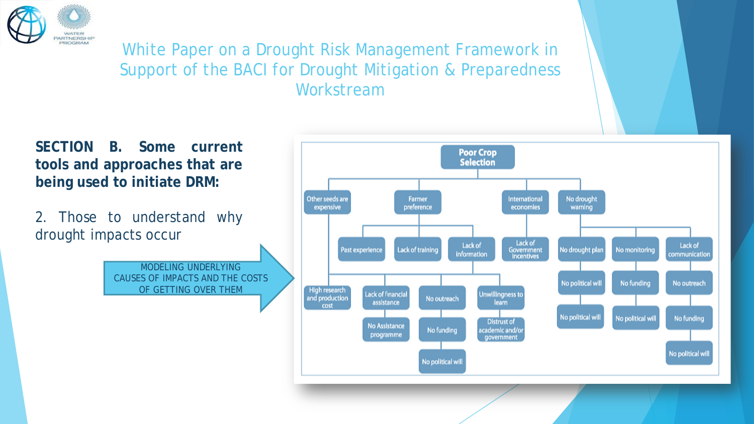# White Paper on a Drought Risk Management Framework in Support of the BACI for Drought Mitigation & Preparedness Workstream

**SECTION B. Some current tools and approaches that are being used to initiate DRM:**

2. Those to understand why drought impacts occur

MODELING UNDERLYING CAUSES OF IMPACTS AND THE COSTS OF GETTING OVER THEM

- **Poor Crop Selection**
  - Other seeds are expensive
    - High research and production cost
  - Farmer preference
    - Past experience
    - Lack of training
    - Lack of information
      - Lack of financial assistance
        - No Assistance programme
      - No outreach
        - No funding
          - No political will
      - Unwillingness to learn
        - Distrust of academic and/or government
  - International economies
    - Lack of Government incentives
  - No drought warning
    - No drought plan
      - No political will
        - No political will
    - No monitoring
      - No funding
        - No political will
    - Lack of communication
      - No outreach
        - No funding
          - No political will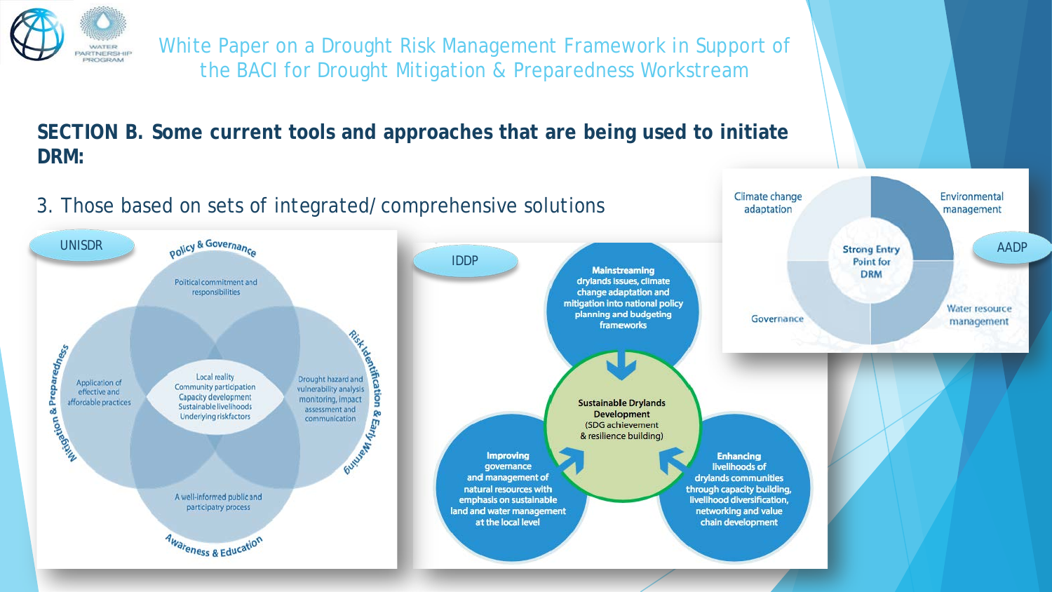White Paper on a Drought Risk Management Framework in Support of the BACI for Drought Mitigation & Preparedness Workstream

## SECTION B. Some current tools and approaches that are being used to initiate DRM:

3. Those based on sets of integrated/ comprehensive solutions

UNISDR

Policy & Governance

Political commitment and responsibilities

Risk Identification & Early Warning

Drought hazard and vulnerability analysis monitoring, impact assessment and communication

Awareness & Education

A well-informed public and participatory process

Mitigation & Preparedness

Application of effective and affordable practices

Local reality
Community participation
Capacity development
Sustainable livelihoods
Underlying riskfactors

IDDP

**Mainstreaming drylands issues, climate change adaptation and mitigation into national policy planning and budgeting frameworks**

**Sustainable Drylands Development** (SDG achievement & resilience building)

**Improving governance and management of natural resources with emphasis on sustainable land and water management at the local level**

**Enhancing livelihoods of drylands communities through capacity building, livelihood diversification, networking and value chain development**

AADP

Strong Entry Point for DRM

Climate change adaptation

Environmental management

Water resource management

Governance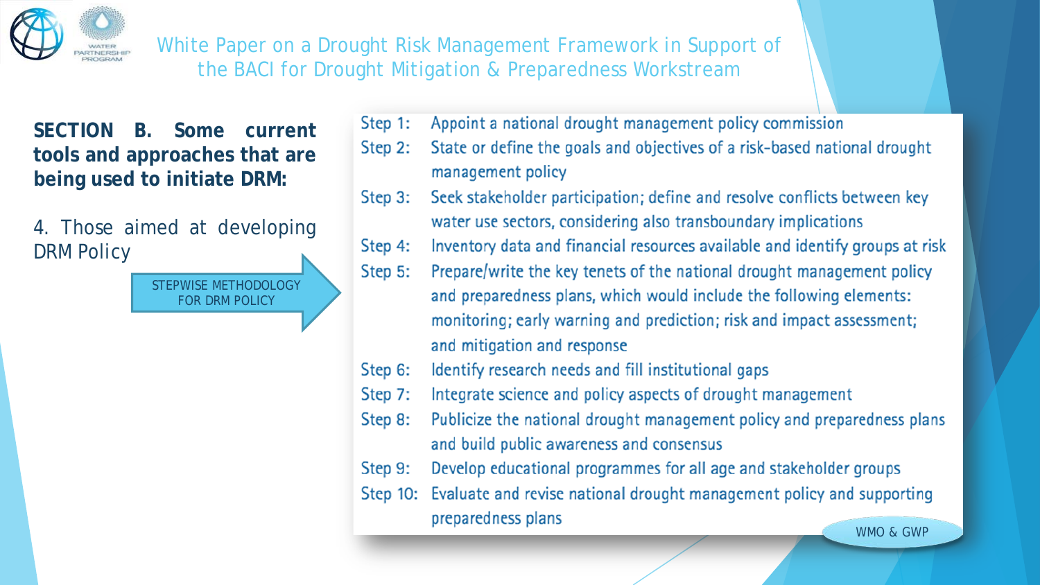# White Paper on a Drought Risk Management Framework in Support of the BACI for Drought Mitigation & Preparedness Workstream

**SECTION B. Some current tools and approaches that are being used to initiate DRM:**

4. Those aimed at developing DRM Policy

STEPWISE METHODOLOGY FOR DRM POLICY

- Step 1: Appoint a national drought management policy commission
- Step 2: State or define the goals and objectives of a risk-based national drought management policy
- Step 3: Seek stakeholder participation; define and resolve conflicts between key water use sectors, considering also transboundary implications
- Step 4: Inventory data and financial resources available and identify groups at risk
- Step 5: Prepare/write the key tenets of the national drought management policy and preparedness plans, which would include the following elements: monitoring; early warning and prediction; risk and impact assessment; and mitigation and response
- Step 6: Identify research needs and fill institutional gaps
- Step 7: Integrate science and policy aspects of drought management
- Step 8: Publicize the national drought management policy and preparedness plans and build public awareness and consensus
- Step 9: Develop educational programmes for all age and stakeholder groups
- Step 10: Evaluate and revise national drought management policy and supporting preparedness plans

WMO & GWP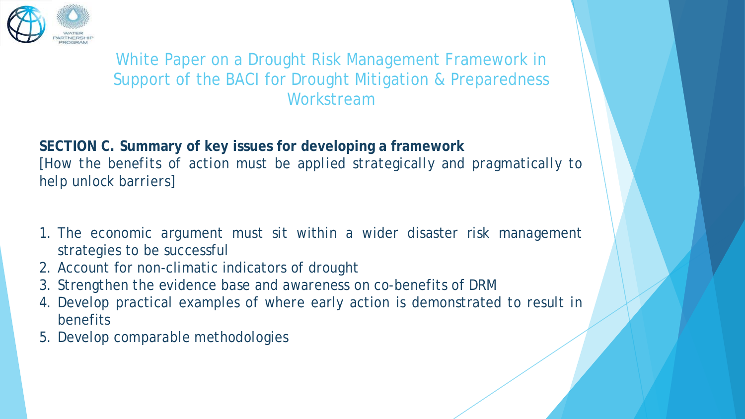# White Paper on a Drought Risk Management Framework in Support of the BACI for Drought Mitigation & Preparedness Workstream

**SECTION C. Summary of key issues for developing a framework**

[How the benefits of action must be applied strategically and pragmatically to help unlock barriers]

1. The economic argument must sit within a wider disaster risk management strategies to be successful
2. Account for non-climatic indicators of drought
3. Strengthen the evidence base and awareness on co-benefits of DRM
4. Develop practical examples of where early action is demonstrated to result in benefits
5. Develop comparable methodologies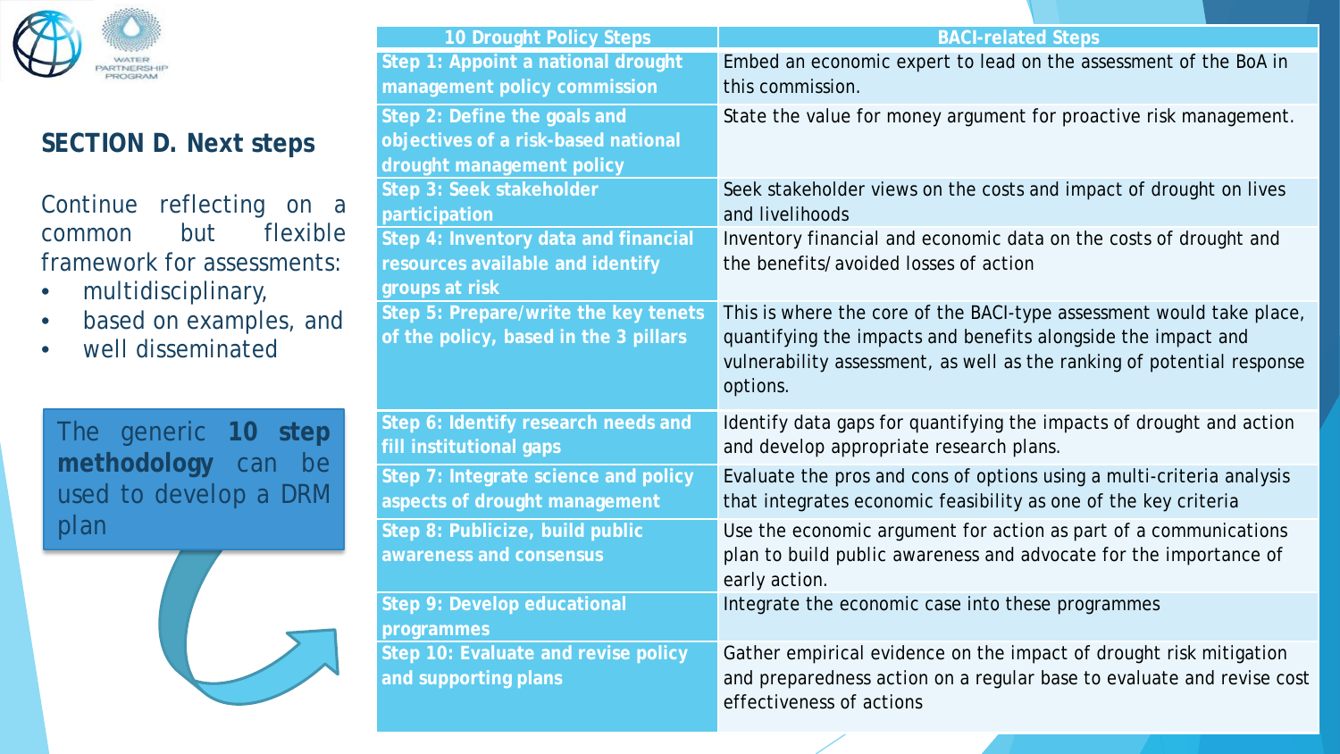## SECTION D. Next steps

Continue reflecting on a common but flexible framework for assessments:

- multidisciplinary,
- based on examples, and
- well disseminated

The generic **10 step methodology** can be used to develop a DRM plan

| 10 Drought Policy Steps | BACI-related Steps |
|---|---|
| **Step 1: Appoint a national drought management policy commission** | Embed an economic expert to lead on the assessment of the BoA in this commission. |
| **Step 2: Define the goals and objectives of a risk-based national drought management policy** | State the value for money argument for proactive risk management. |
| **Step 3: Seek stakeholder participation** | Seek stakeholder views on the costs and impact of drought on lives and livelihoods |
| **Step 4: Inventory data and financial resources available and identify groups at risk** | Inventory financial and economic data on the costs of drought and the benefits/avoided losses of action |
| **Step 5: Prepare/write the key tenets of the policy, based in the 3 pillars** | This is where the core of the BACI-type assessment would take place, quantifying the impacts and benefits alongside the impact and vulnerability assessment, as well as the ranking of potential response options. |
| **Step 6: Identify research needs and fill institutional gaps** | Identify data gaps for quantifying the impacts of drought and action and develop appropriate research plans. |
| **Step 7: Integrate science and policy aspects of drought management** | Evaluate the pros and cons of options using a multi-criteria analysis that integrates economic feasibility as one of the key criteria |
| **Step 8: Publicize, build public awareness and consensus** | Use the economic argument for action as part of a communications plan to build public awareness and advocate for the importance of early action. |
| **Step 9: Develop educational programmes** | Integrate the economic case into these programmes |
| **Step 10: Evaluate and revise policy and supporting plans** | Gather empirical evidence on the impact of drought risk mitigation and preparedness action on a regular base to evaluate and revise cost effectiveness of actions |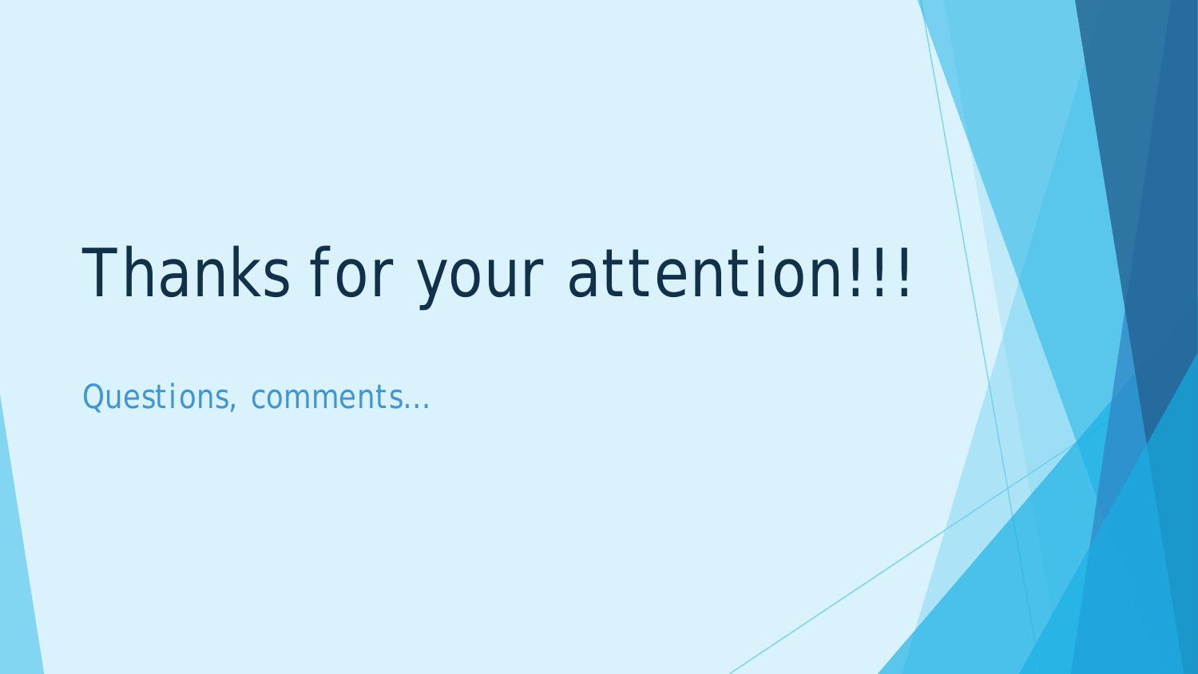# Thanks for your attention!!!

*Questions, comments…*